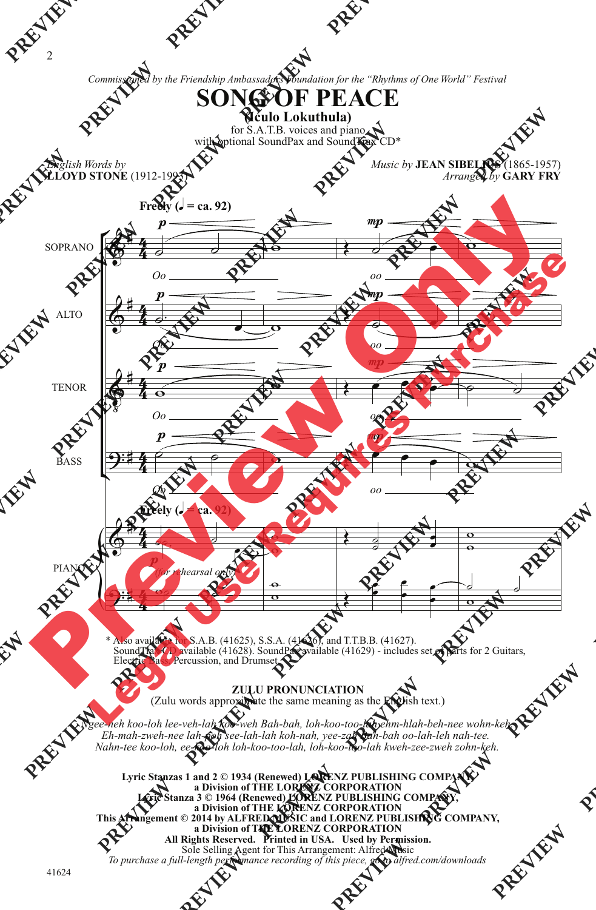*Commissioned by the Friendship Ambassadors Foundation for the "Rhythms of One World" Festival*

# SONG OF PEACE

## (Iculo Lokuthula)

for S.A.T.B. voices and piano
with optional SoundPax and SoundTrax CD*

*English Words by*
**LLOYD STONE** (1912-1993)

*Music by* **JEAN SIBELIUS** (1865-1957)
*Arranged by* **GARY FRY**

**Freely (♩ = ca. 92)**

SOPRANO — *p* Oo — *mp* oo

ALTO — *p* Oo — *mp* oo

TENOR — *p* Oo — *mp* oo

BASS — *p* Oo — *mp* oo

**Freely (♩ = ca. 92)**

PIANO — *p* *(for rehearsal only)*

\* Also available for S.A.B. (41625), S.S.A. (41626), and T.T.B.B. (41627).
SoundTrax CD available (41628). SoundPax available (41629) - includes set of parts for 2 Guitars, Electric Bass, Percussion, and Drumset.

**ZULU PRONUNCIATION**
(Zulu words approximate the same meaning as the English text.)

*Ngee-neh koo-loh lee-veh-lah koo-weh Bah-bah, loh-koo-too-lah ehm-hlah-beh-nee wohn-keh.*
*Eh-mah-zweh-nee lah-poh see-lah-lah koh-nah, yee-zah-bah-bah oo-lah-leh nah-tee.*
*Nahn-tee koo-loh, ee-koo-loh loh-koo-too-lah, loh-koo-too-lah kweh-zee-zweh zohn-keh.*

**Lyric Stanzas 1 and 2 © 1934 (Renewed) LORENZ PUBLISHING COMPANY,**
**a Division of THE LORENZ CORPORATION**
**Lyric Stanza 3 © 1964 (Renewed) LORENZ PUBLISHING COMPANY,**
**a Division of THE LORENZ CORPORATION**
**This Arrangement © 2014 by ALFRED MUSIC and LORENZ PUBLISHING COMPANY,**
**a Division of THE LORENZ CORPORATION**
**All Rights Reserved. Printed in USA. Used by Permission.**
Sole Selling Agent for This Arrangement: Alfred Music
*To purchase a full-length performance recording of this piece, go to alfred.com/downloads*

41624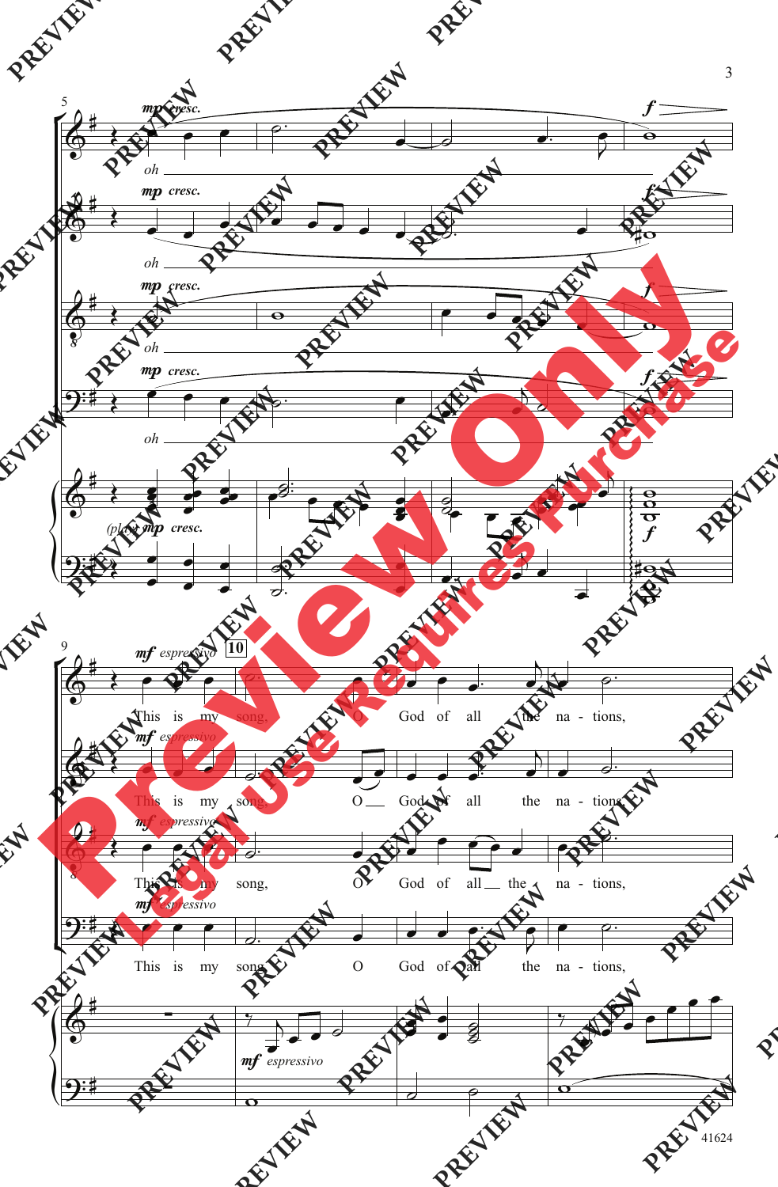*mp cresc.*

oh

*f*

*mf espressivo*

**10**

This is my song, O God of all the nations,

This is my song, O God of all the nations,

This is my song, O God of all the nations,

This is my song, O God of all the nations,

(play) *mp cresc.*

*mf espressivo*

Preview Only

Legal Use Requires Purchase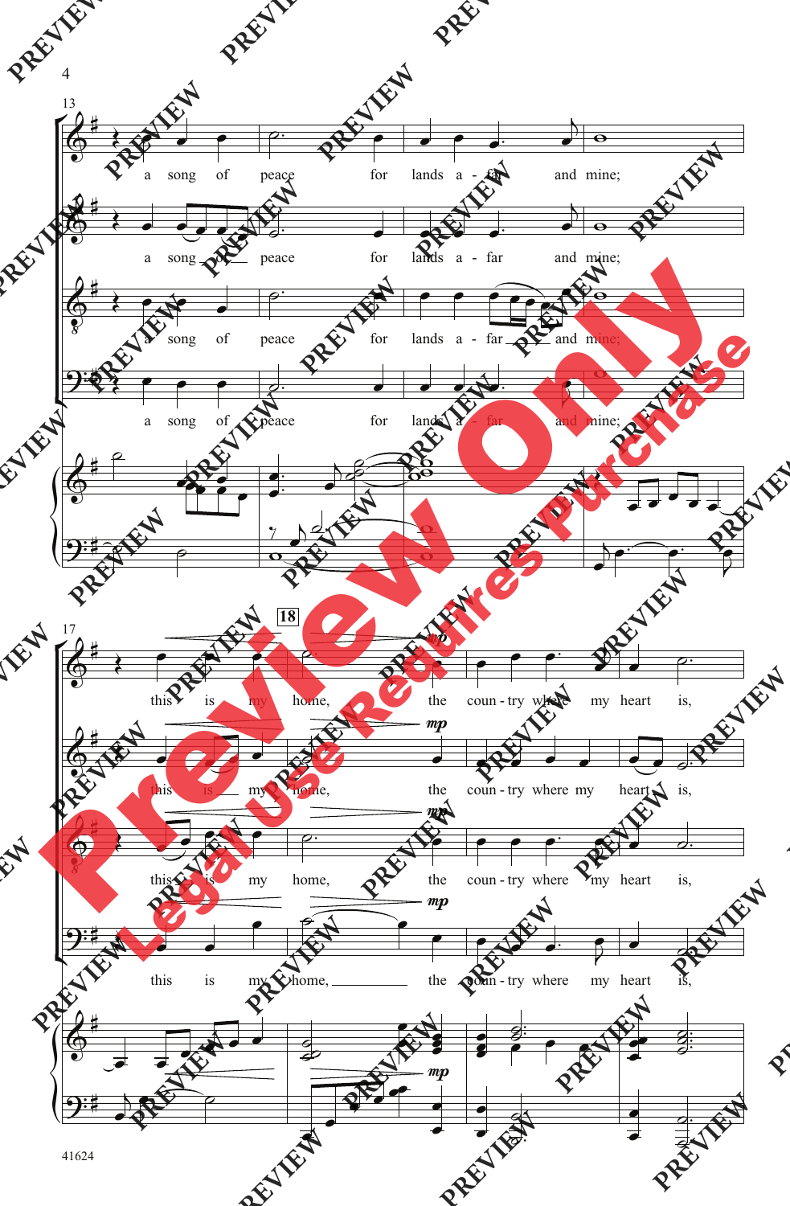13

a song of peace for lands a - far and mine;

a song of peace for lands a - far and mine;

a song of peace for lands a - far and mine;

a song of peace for lands a - far and mine;

17

18

*mp*

this is my home, the coun - try where my heart is,

this is my home, the coun - try where my heart is,

this is my home, the coun - try where my heart is,

this is my home, the coun - try where my heart is,

*mp*

41624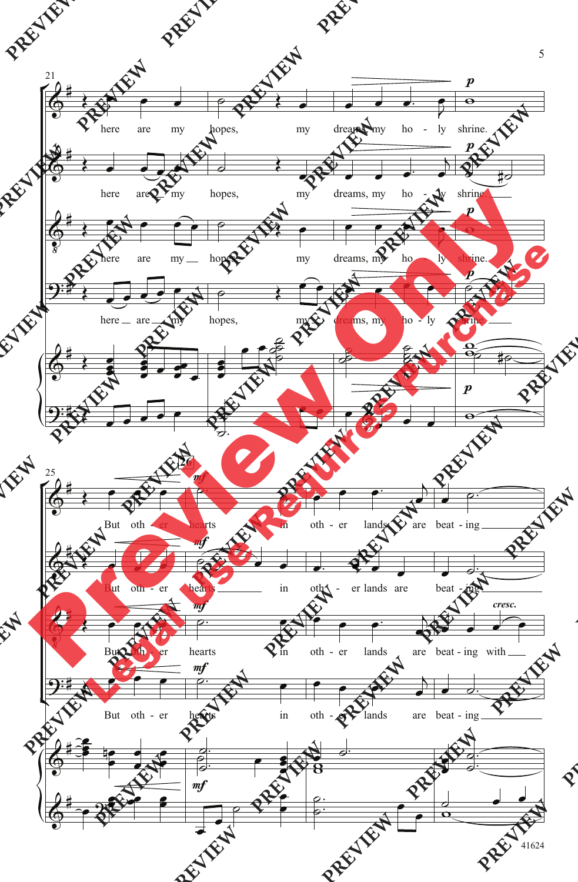here are my hopes, my dreams, my ho - ly shrine.

here are my hopes, my dreams, my ho - ly shrine.

here are my hopes, my dreams, my ho - ly shrine.

here are my hopes, my dreams, my ho - ly shrine.

But oth - er hearts in oth - er lands are beat - ing

But oth - er hearts in oth - er lands are beat - ing

But oth - er hearts in oth - er lands are beat - ing with

But oth - er hearts in oth - er lands are beat - ing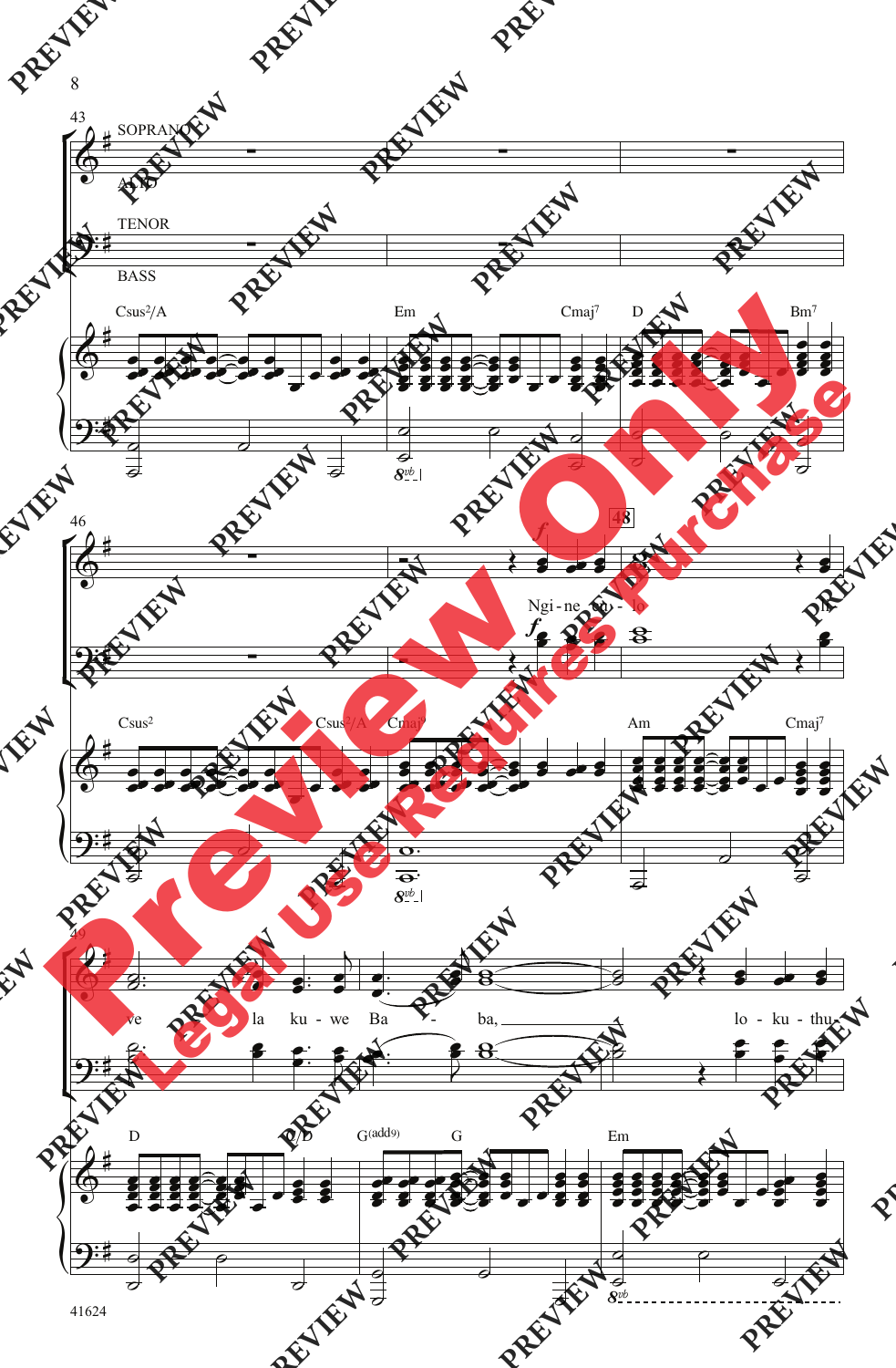43

SOPRANO

ALTO

TENOR

BASS

Csus2/A　Em　Cmaj7　D　Bm7

46

48

*f*

Ngi - ne un - lo　 lu

Csus2　Csus2/A　Cmaj7　Am　Cmaj7

49

ve　la ku - we Ba - ba,　lo - ku - thu -

D　D/D　G(add9)　G　Em

41624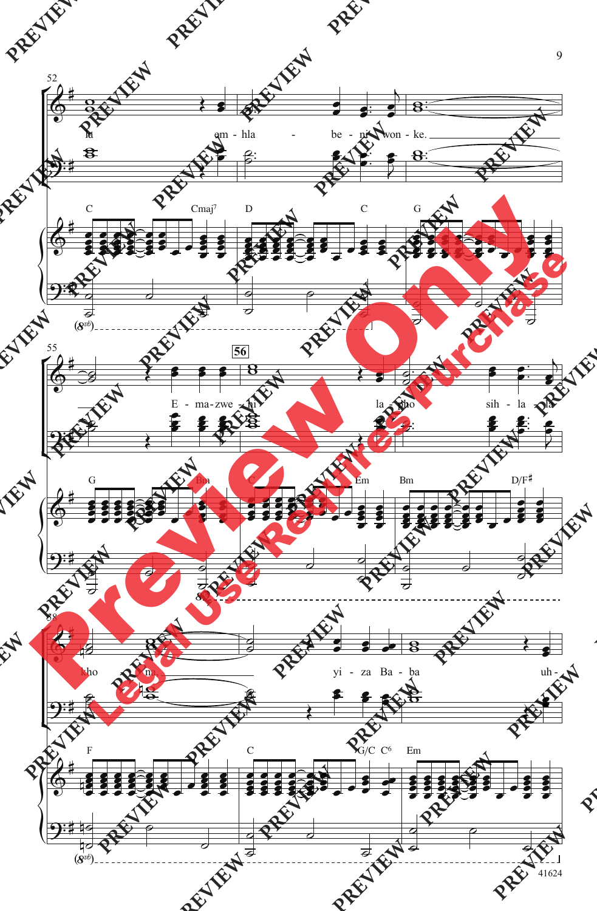52

la em - hla - be - ni won - ke.

C Cmaj7 D C G

(8vb)

55

E - ma - zwe - ni la - pho sih - la - la

56

G Bm C Em Bm D/F♯

8vb

58

kho - nu. yi - za Ba - ba uh -

F C G/C C6 Em

(8vb)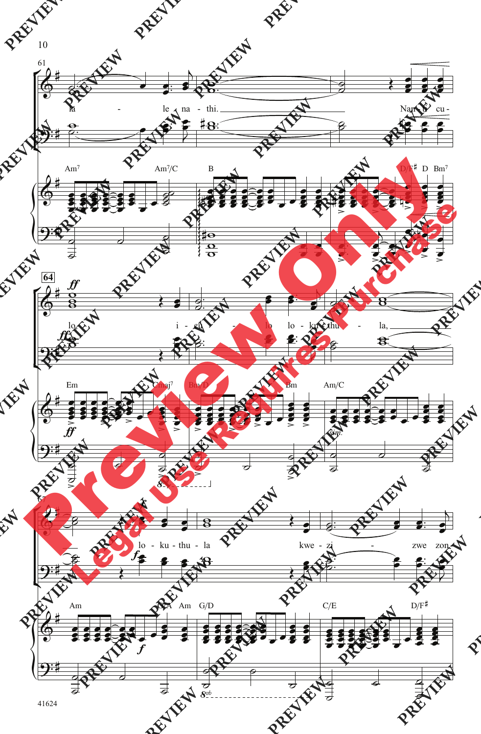61

la - le na - thi. Nam - la cu -

Am7 Am7/C B D/F♯ D Bm7

64

*ff*

lo i - cu - lo lo - ku - thu - la,

Em Cmaj7 Bm/D Bm Am/C

*sim.*

67

lo - ku - thu - la kwe - zi - zwe zon -

*f*

Am G/A Am G/D C/E D/F♯

Preview Only

Legal Use Requires Purchase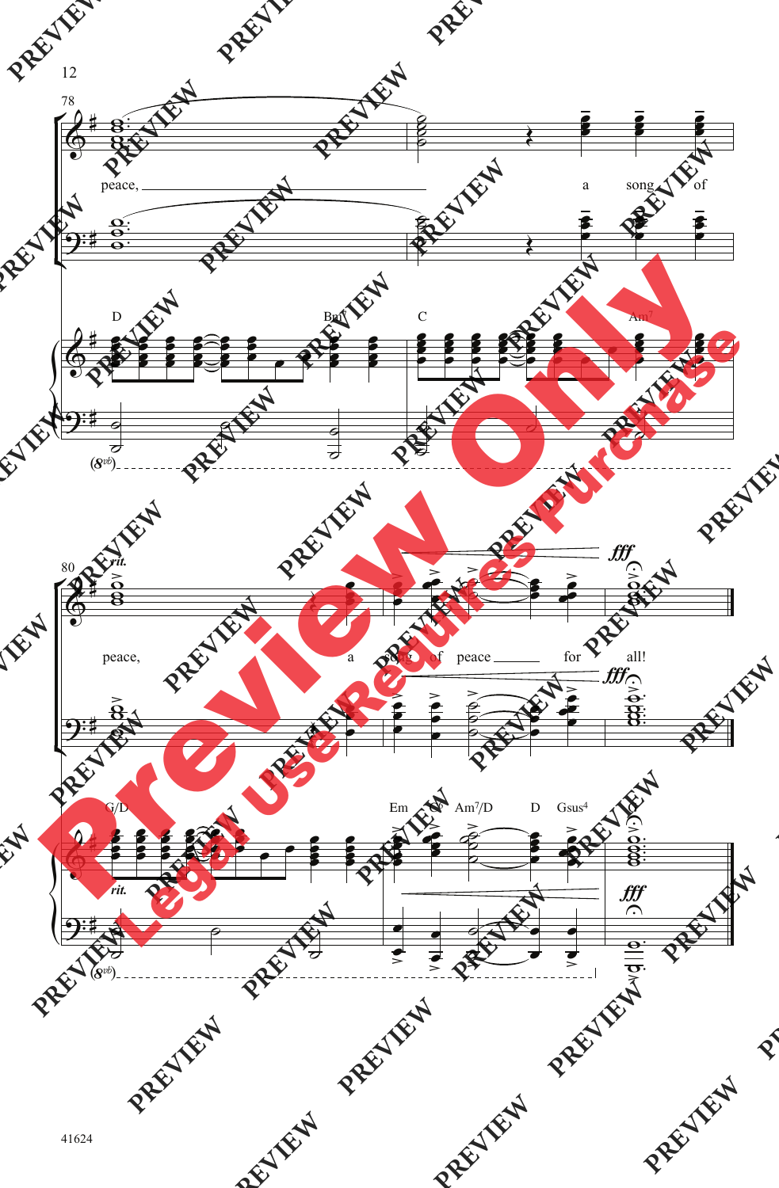peace, a song of

peace, a song of peace for all!